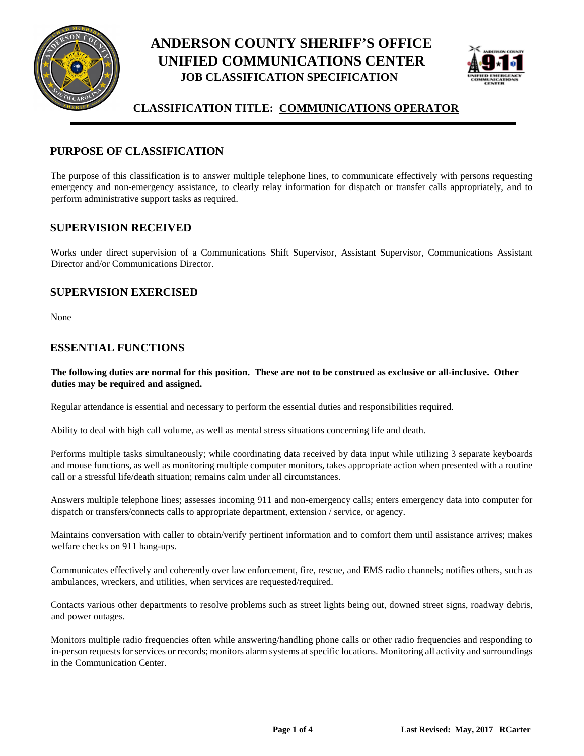# ANDERSON COUNTY SHERIFF'S OFFICE
# UNIFIED COMMUNICATIONS CENTER
### JOB CLASSIFICATION SPECIFICATION

## CLASSIFICATION TITLE: COMMUNICATIONS OPERATOR

## PURPOSE OF CLASSIFICATION

The purpose of this classification is to answer multiple telephone lines, to communicate effectively with persons requesting emergency and non-emergency assistance, to clearly relay information for dispatch or transfer calls appropriately, and to perform administrative support tasks as required.

## SUPERVISION RECEIVED

Works under direct supervision of a Communications Shift Supervisor, Assistant Supervisor, Communications Assistant Director and/or Communications Director.

## SUPERVISION EXERCISED

None

## ESSENTIAL FUNCTIONS

**The following duties are normal for this position. These are not to be construed as exclusive or all-inclusive. Other duties may be required and assigned.**

Regular attendance is essential and necessary to perform the essential duties and responsibilities required.

Ability to deal with high call volume, as well as mental stress situations concerning life and death.

Performs multiple tasks simultaneously; while coordinating data received by data input while utilizing 3 separate keyboards and mouse functions, as well as monitoring multiple computer monitors, takes appropriate action when presented with a routine call or a stressful life/death situation; remains calm under all circumstances.

Answers multiple telephone lines; assesses incoming 911 and non-emergency calls; enters emergency data into computer for dispatch or transfers/connects calls to appropriate department, extension / service, or agency.

Maintains conversation with caller to obtain/verify pertinent information and to comfort them until assistance arrives; makes welfare checks on 911 hang-ups.

Communicates effectively and coherently over law enforcement, fire, rescue, and EMS radio channels; notifies others, such as ambulances, wreckers, and utilities, when services are requested/required.

Contacts various other departments to resolve problems such as street lights being out, downed street signs, roadway debris, and power outages.

Monitors multiple radio frequencies often while answering/handling phone calls or other radio frequencies and responding to in-person requests for services or records; monitors alarm systems at specific locations. Monitoring all activity and surroundings in the Communication Center.

**Last Revised: May, 2017 RCarter**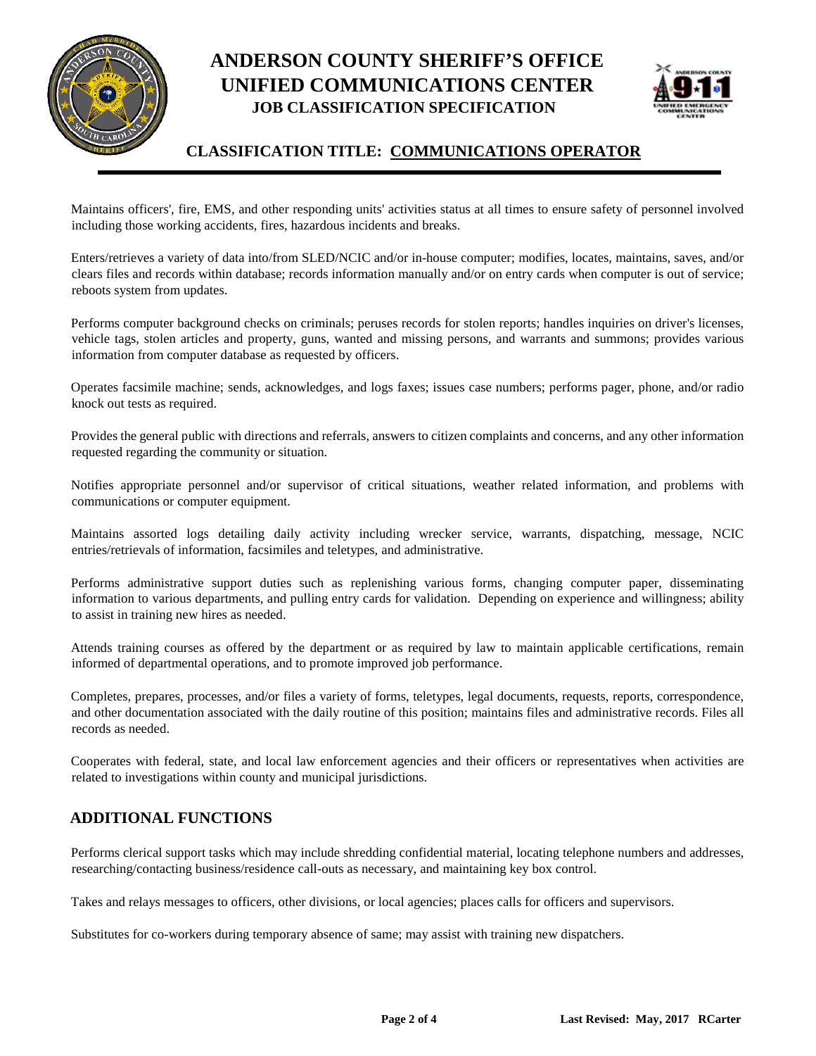Maintains officers', fire, EMS, and other responding units' activities status at all times to ensure safety of personnel involved including those working accidents, fires, hazardous incidents and breaks.

Enters/retrieves a variety of data into/from SLED/NCIC and/or in-house computer; modifies, locates, maintains, saves, and/or clears files and records within database; records information manually and/or on entry cards when computer is out of service; reboots system from updates.

Performs computer background checks on criminals; peruses records for stolen reports; handles inquiries on driver's licenses, vehicle tags, stolen articles and property, guns, wanted and missing persons, and warrants and summons; provides various information from computer database as requested by officers.

Operates facsimile machine; sends, acknowledges, and logs faxes; issues case numbers; performs pager, phone, and/or radio knock out tests as required.

Provides the general public with directions and referrals, answers to citizen complaints and concerns, and any other information requested regarding the community or situation.

Notifies appropriate personnel and/or supervisor of critical situations, weather related information, and problems with communications or computer equipment.

Maintains assorted logs detailing daily activity including wrecker service, warrants, dispatching, message, NCIC entries/retrievals of information, facsimiles and teletypes, and administrative.

Performs administrative support duties such as replenishing various forms, changing computer paper, disseminating information to various departments, and pulling entry cards for validation. Depending on experience and willingness; ability to assist in training new hires as needed.

Attends training courses as offered by the department or as required by law to maintain applicable certifications, remain informed of departmental operations, and to promote improved job performance.

Completes, prepares, processes, and/or files a variety of forms, teletypes, legal documents, requests, reports, correspondence, and other documentation associated with the daily routine of this position; maintains files and administrative records. Files all records as needed.

Cooperates with federal, state, and local law enforcement agencies and their officers or representatives when activities are related to investigations within county and municipal jurisdictions.

## ADDITIONAL FUNCTIONS

Performs clerical support tasks which may include shredding confidential material, locating telephone numbers and addresses, researching/contacting business/residence call-outs as necessary, and maintaining key box control.

Takes and relays messages to officers, other divisions, or local agencies; places calls for officers and supervisors.

Substitutes for co-workers during temporary absence of same; may assist with training new dispatchers.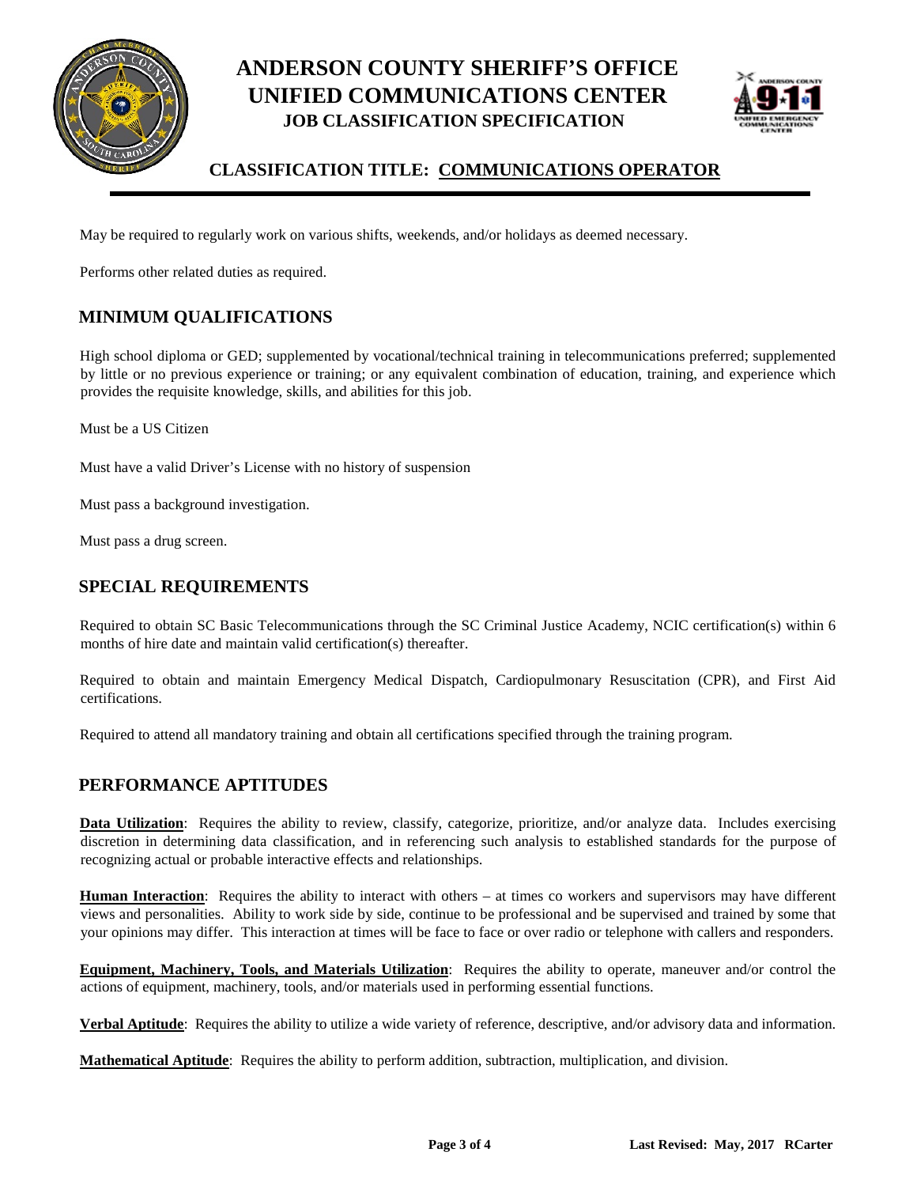May be required to regularly work on various shifts, weekends, and/or holidays as deemed necessary.

Performs other related duties as required.

## MINIMUM QUALIFICATIONS

High school diploma or GED; supplemented by vocational/technical training in telecommunications preferred; supplemented by little or no previous experience or training; or any equivalent combination of education, training, and experience which provides the requisite knowledge, skills, and abilities for this job.

Must be a US Citizen

Must have a valid Driver's License with no history of suspension

Must pass a background investigation.

Must pass a drug screen.

## SPECIAL REQUIREMENTS

Required to obtain SC Basic Telecommunications through the SC Criminal Justice Academy, NCIC certification(s) within 6 months of hire date and maintain valid certification(s) thereafter.

Required to obtain and maintain Emergency Medical Dispatch, Cardiopulmonary Resuscitation (CPR), and First Aid certifications.

Required to attend all mandatory training and obtain all certifications specified through the training program.

## PERFORMANCE APTITUDES

**Data Utilization**: Requires the ability to review, classify, categorize, prioritize, and/or analyze data. Includes exercising discretion in determining data classification, and in referencing such analysis to established standards for the purpose of recognizing actual or probable interactive effects and relationships.

**Human Interaction**: Requires the ability to interact with others – at times co workers and supervisors may have different views and personalities. Ability to work side by side, continue to be professional and be supervised and trained by some that your opinions may differ. This interaction at times will be face to face or over radio or telephone with callers and responders.

**Equipment, Machinery, Tools, and Materials Utilization**: Requires the ability to operate, maneuver and/or control the actions of equipment, machinery, tools, and/or materials used in performing essential functions.

**Verbal Aptitude**: Requires the ability to utilize a wide variety of reference, descriptive, and/or advisory data and information.

**Mathematical Aptitude**: Requires the ability to perform addition, subtraction, multiplication, and division.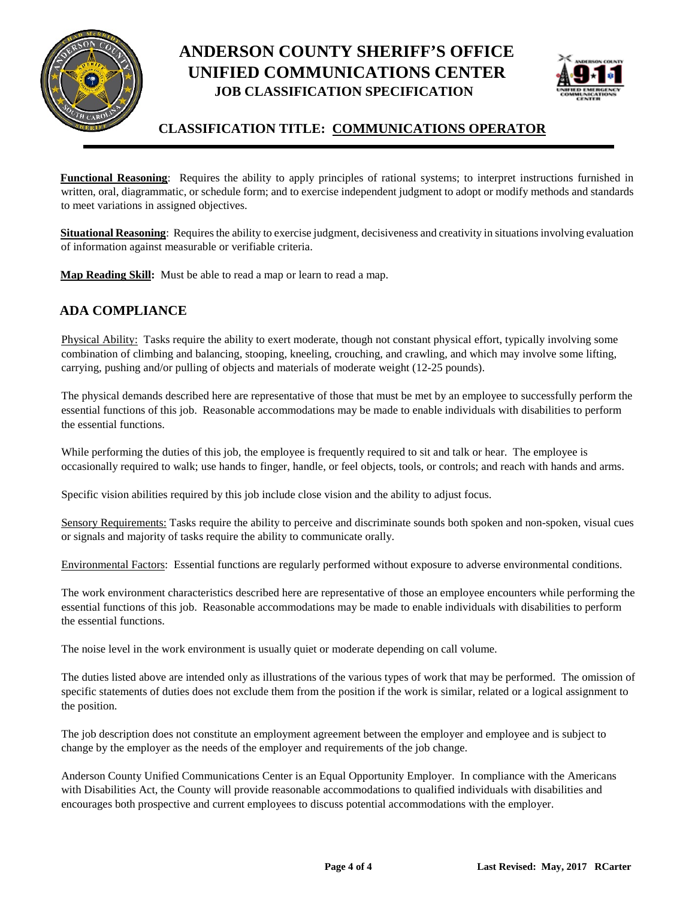**Functional Reasoning**: Requires the ability to apply principles of rational systems; to interpret instructions furnished in written, oral, diagrammatic, or schedule form; and to exercise independent judgment to adopt or modify methods and standards to meet variations in assigned objectives.

**Situational Reasoning**: Requires the ability to exercise judgment, decisiveness and creativity in situations involving evaluation of information against measurable or verifiable criteria.

**Map Reading Skill:** Must be able to read a map or learn to read a map.

## ADA COMPLIANCE

Physical Ability: Tasks require the ability to exert moderate, though not constant physical effort, typically involving some combination of climbing and balancing, stooping, kneeling, crouching, and crawling, and which may involve some lifting, carrying, pushing and/or pulling of objects and materials of moderate weight (12-25 pounds).

The physical demands described here are representative of those that must be met by an employee to successfully perform the essential functions of this job. Reasonable accommodations may be made to enable individuals with disabilities to perform the essential functions.

While performing the duties of this job, the employee is frequently required to sit and talk or hear. The employee is occasionally required to walk; use hands to finger, handle, or feel objects, tools, or controls; and reach with hands and arms.

Specific vision abilities required by this job include close vision and the ability to adjust focus.

Sensory Requirements: Tasks require the ability to perceive and discriminate sounds both spoken and non-spoken, visual cues or signals and majority of tasks require the ability to communicate orally.

Environmental Factors: Essential functions are regularly performed without exposure to adverse environmental conditions.

The work environment characteristics described here are representative of those an employee encounters while performing the essential functions of this job. Reasonable accommodations may be made to enable individuals with disabilities to perform the essential functions.

The noise level in the work environment is usually quiet or moderate depending on call volume.

The duties listed above are intended only as illustrations of the various types of work that may be performed. The omission of specific statements of duties does not exclude them from the position if the work is similar, related or a logical assignment to the position.

The job description does not constitute an employment agreement between the employer and employee and is subject to change by the employer as the needs of the employer and requirements of the job change.

Anderson County Unified Communications Center is an Equal Opportunity Employer. In compliance with the Americans with Disabilities Act, the County will provide reasonable accommodations to qualified individuals with disabilities and encourages both prospective and current employees to discuss potential accommodations with the employer.